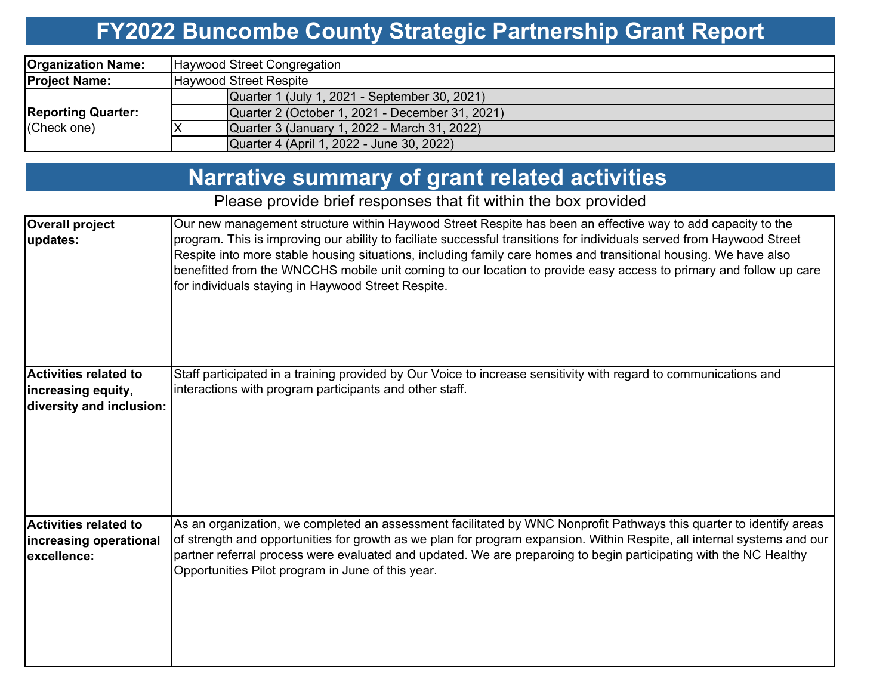# FY2022 Buncombe County Strategic Partnership Grant Report

| | | |
|---|---|---|
| **Organization Name:** | Haywood Street Congregation | |
| **Project Name:** | Haywood Street Respite | |
| **Reporting Quarter:** (Check one) | | Quarter 1 (July 1, 2021 - September 30, 2021) |
| | | Quarter 2 (October 1, 2021 - December 31, 2021) |
| | X | Quarter 3 (January 1, 2022 - March 31, 2022) |
| | | Quarter 4 (April 1, 2022 - June 30, 2022) |

## Narrative summary of grant related activities

Please provide brief responses that fit within the box provided

| | |
|---|---|
| **Overall project updates:** | Our new management structure within Haywood Street Respite has been an effective way to add capacity to the program. This is improving our ability to faciliate successful transitions for individuals served from Haywood Street Respite into more stable housing situations, including family care homes and transitional housing. We have also benefitted from the WNCCHS mobile unit coming to our location to provide easy access to primary and follow up care for individuals staying in Haywood Street Respite. |
| **Activities related to increasing equity, diversity and inclusion:** | Staff participated in a training provided by Our Voice to increase sensitivity with regard to communications and interactions with program participants and other staff. |
| **Activities related to increasing operational excellence:** | As an organization, we completed an assessment facilitated by WNC Nonprofit Pathways this quarter to identify areas of strength and opportunities for growth as we plan for program expansion. Within Respite, all internal systems and our partner referral process were evaluated and updated. We are preparoing to begin participating with the NC Healthy Opportunities Pilot program in June of this year. |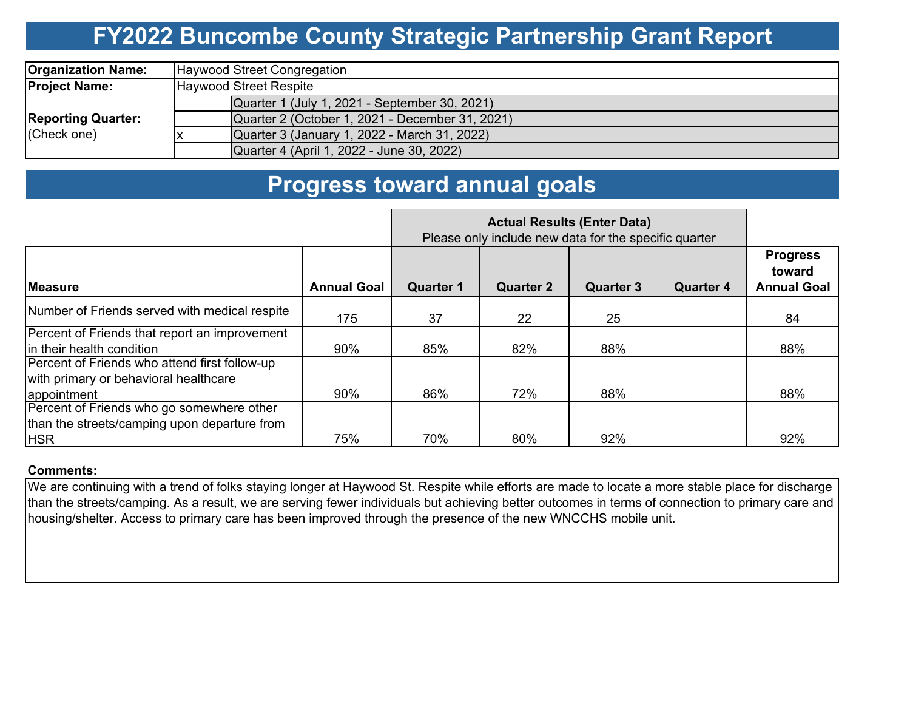# FY2022 Buncombe County Strategic Partnership Grant Report

| | | |
|---|---|---|
| **Organization Name:** | Haywood Street Congregation | |
| **Project Name:** | Haywood Street Respite | |
| **Reporting Quarter:** (Check one) | | Quarter 1 (July 1, 2021 - September 30, 2021) |
| | | Quarter 2 (October 1, 2021 - December 31, 2021) |
| | x | Quarter 3 (January 1, 2022 - March 31, 2022) |
| | | Quarter 4 (April 1, 2022 - June 30, 2022) |

## Progress toward annual goals

| | | **Actual Results (Enter Data)** Please only include new data for the specific quarter | | | | |
|---|---|---|---|---|---|---|
| **Measure** | **Annual Goal** | **Quarter 1** | **Quarter 2** | **Quarter 3** | **Quarter 4** | **Progress toward Annual Goal** |
| Number of Friends served with medical respite | 175 | 37 | 22 | 25 | | 84 |
| Percent of Friends that report an improvement in their health condition | 90% | 85% | 82% | 88% | | 88% |
| Percent of Friends who attend first follow-up with primary or behavioral healthcare appointment | 90% | 86% | 72% | 88% | | 88% |
| Percent of Friends who go somewhere other than the streets/camping upon departure from HSR | 75% | 70% | 80% | 92% | | 92% |

**Comments:**

We are continuing with a trend of folks staying longer at Haywood St. Respite while efforts are made to locate a more stable place for discharge than the streets/camping. As a result, we are serving fewer individuals but achieving better outcomes in terms of connection to primary care and housing/shelter. Access to primary care has been improved through the presence of the new WNCCHS mobile unit.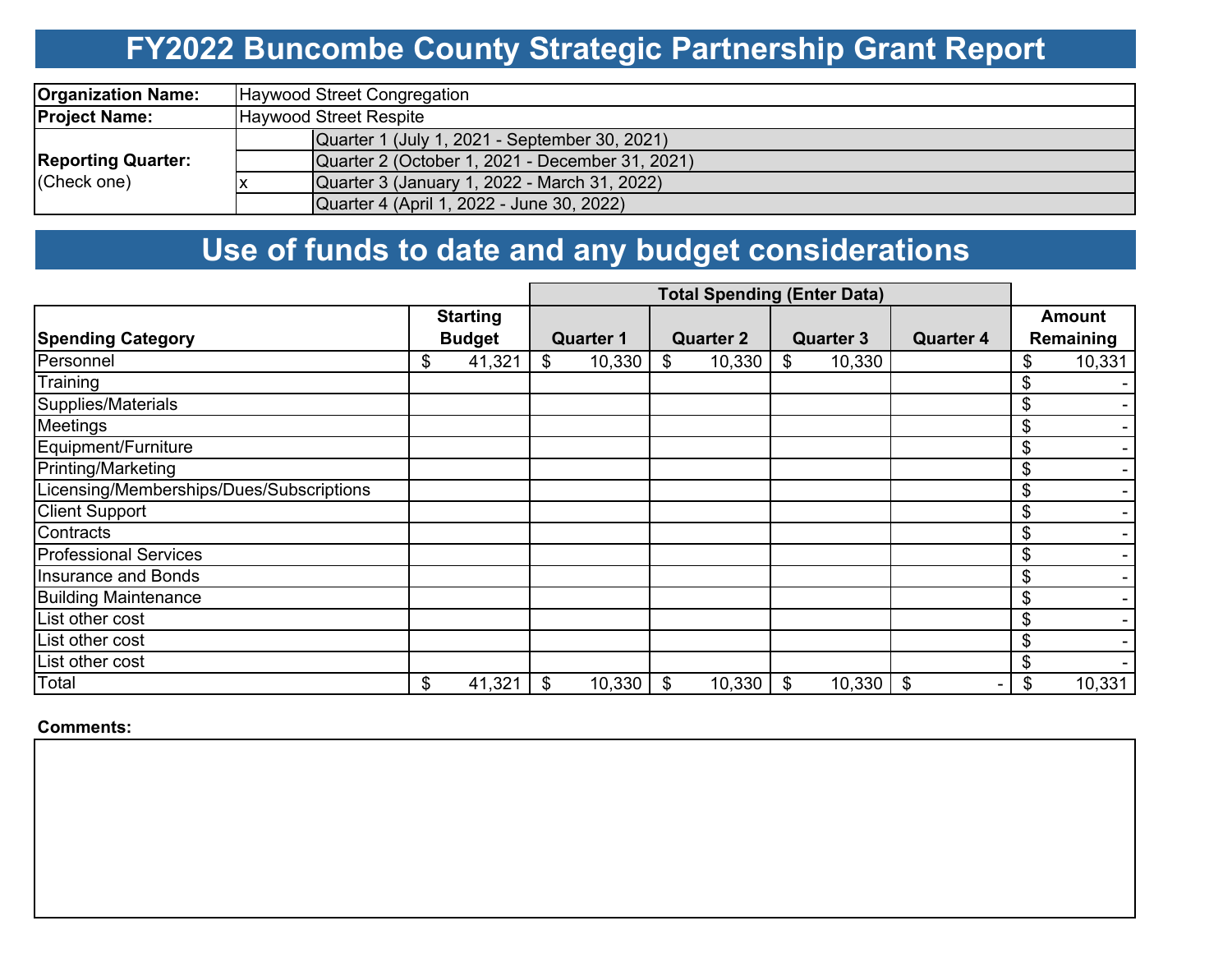# FY2022 Buncombe County Strategic Partnership Grant Report

| | | |
|---|---|---|
| **Organization Name:** | Haywood Street Congregation | |
| **Project Name:** | Haywood Street Respite | |
| **Reporting Quarter:** (Check one) | | Quarter 1 (July 1, 2021 - September 30, 2021) |
| | | Quarter 2 (October 1, 2021 - December 31, 2021) |
| | x | Quarter 3 (January 1, 2022 - March 31, 2022) |
| | | Quarter 4 (April 1, 2022 - June 30, 2022) |

# Use of funds to date and any budget considerations

| | | Total Spending (Enter Data) | | | | |
|---|---|---|---|---|---|---|
| **Spending Category** | **Starting Budget** | **Quarter 1** | **Quarter 2** | **Quarter 3** | **Quarter 4** | **Amount Remaining** |
| Personnel | $ 41,321 | $ 10,330 | $ 10,330 | $ 10,330 | | $ 10,331 |
| Training | | | | | | $ - |
| Supplies/Materials | | | | | | $ - |
| Meetings | | | | | | $ - |
| Equipment/Furniture | | | | | | $ - |
| Printing/Marketing | | | | | | $ - |
| Licensing/Memberships/Dues/Subscriptions | | | | | | $ - |
| Client Support | | | | | | $ - |
| Contracts | | | | | | $ - |
| Professional Services | | | | | | $ - |
| Insurance and Bonds | | | | | | $ - |
| Building Maintenance | | | | | | $ - |
| List other cost | | | | | | $ - |
| List other cost | | | | | | $ - |
| List other cost | | | | | | $ - |
| Total | $ 41,321 | $ 10,330 | $ 10,330 | $ 10,330 | $ - | $ 10,331 |

**Comments:**